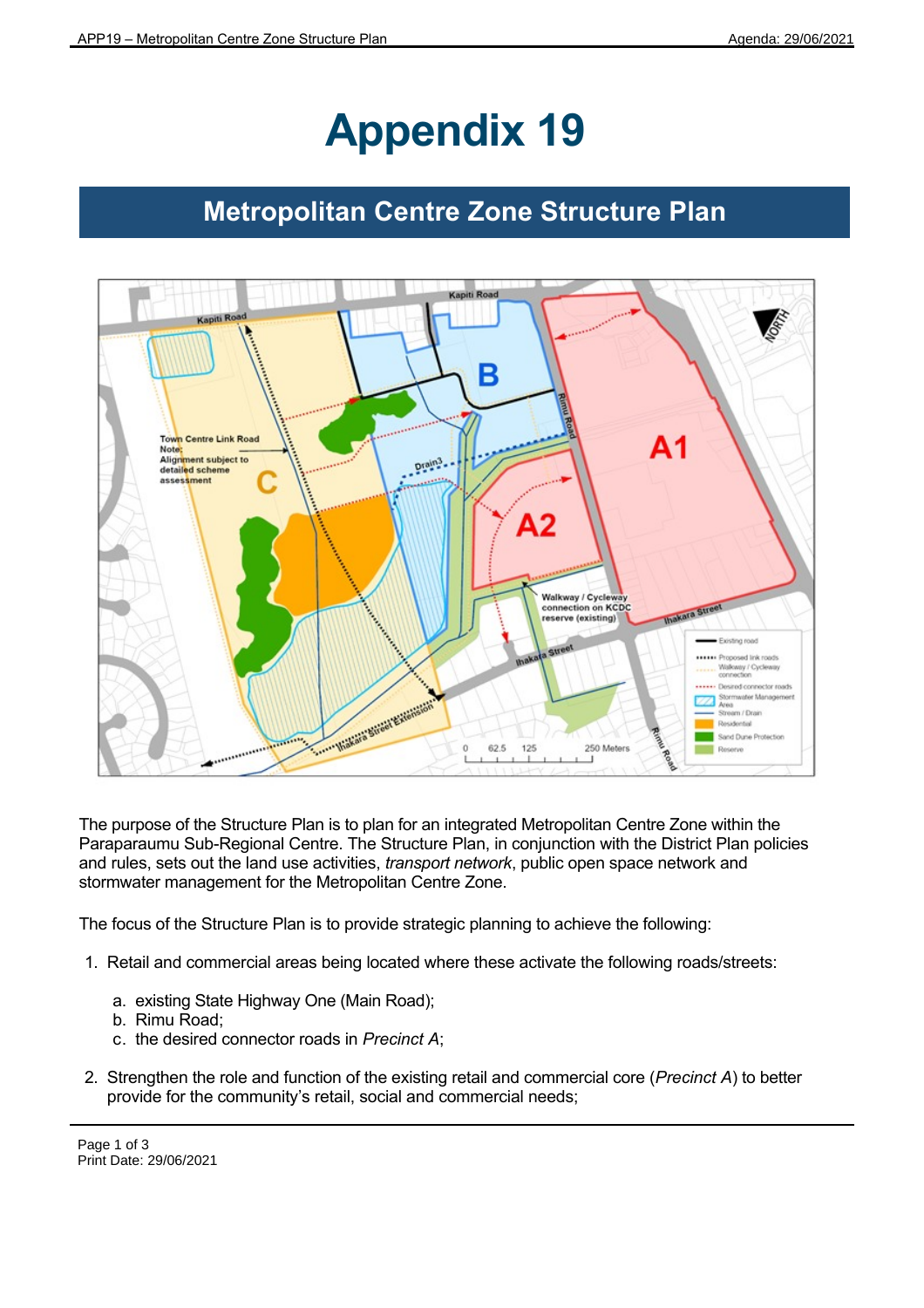# Appendix 19

## Metropolitan Centre Zone Structure Plan

The purpose of the Structure Plan is to plan for an integrated Metropolitan Centre Zone within the Paraparaumu Sub-Regional Centre. The Structure Plan, in conjunction with the District Plan policies and rules, sets out the land use activities, *transport network*, public open space network and stormwater management for the Metropolitan Centre Zone.

The focus of the Structure Plan is to provide strategic planning to achieve the following:

1. Retail and commercial areas being located where these activate the following roads/streets:
   a. existing State Highway One (Main Road);
   b. Rimu Road;
   c. the desired connector roads in *Precinct A*;
2. Strengthen the role and function of the existing retail and commercial core (*Precinct A*) to better provide for the community's retail, social and commercial needs;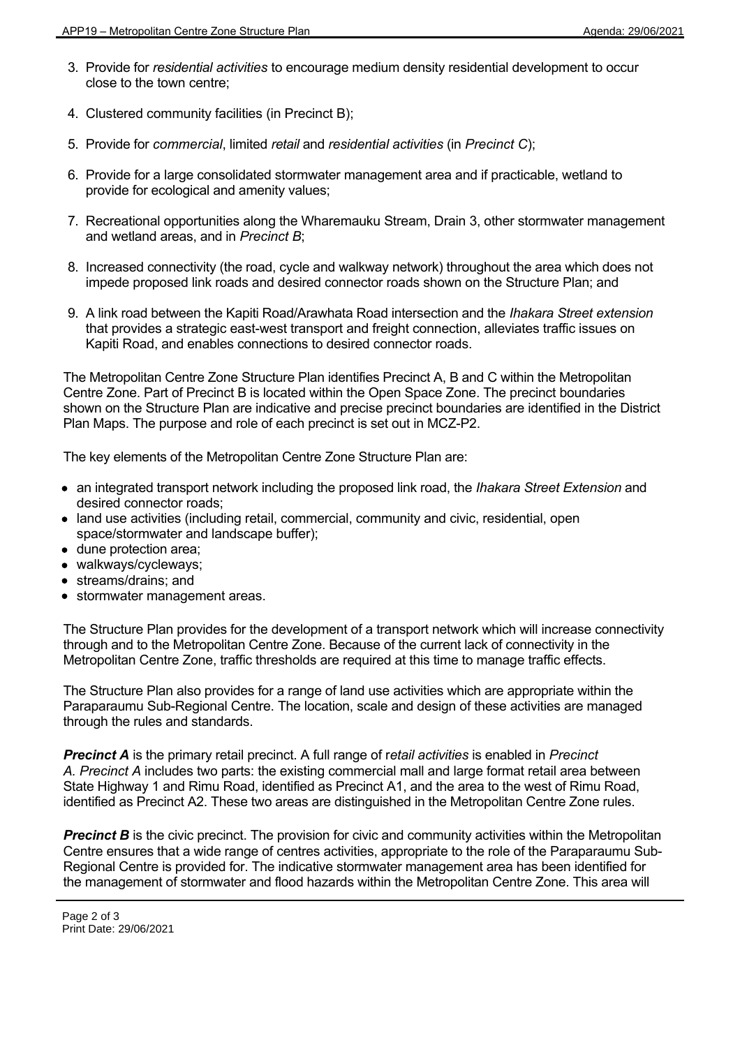3. Provide for *residential activities* to encourage medium density residential development to occur close to the town centre;

4. Clustered community facilities (in Precinct B);

5. Provide for *commercial*, limited *retail* and *residential activities* (in *Precinct C*);

6. Provide for a large consolidated stormwater management area and if practicable, wetland to provide for ecological and amenity values;

7. Recreational opportunities along the Wharemauku Stream, Drain 3, other stormwater management and wetland areas, and in *Precinct B*;

8. Increased connectivity (the road, cycle and walkway network) throughout the area which does not impede proposed link roads and desired connector roads shown on the Structure Plan; and

9. A link road between the Kapiti Road/Arawhata Road intersection and the *Ihakara Street extension* that provides a strategic east-west transport and freight connection, alleviates traffic issues on Kapiti Road, and enables connections to desired connector roads.

The Metropolitan Centre Zone Structure Plan identifies Precinct A, B and C within the Metropolitan Centre Zone. Part of Precinct B is located within the Open Space Zone. The precinct boundaries shown on the Structure Plan are indicative and precise precinct boundaries are identified in the District Plan Maps. The purpose and role of each precinct is set out in MCZ-P2.

The key elements of the Metropolitan Centre Zone Structure Plan are:

- an integrated transport network including the proposed link road, the *Ihakara Street Extension* and desired connector roads;
- land use activities (including retail, commercial, community and civic, residential, open space/stormwater and landscape buffer);
- dune protection area;
- walkways/cycleways;
- streams/drains; and
- stormwater management areas.

The Structure Plan provides for the development of a transport network which will increase connectivity through and to the Metropolitan Centre Zone. Because of the current lack of connectivity in the Metropolitan Centre Zone, traffic thresholds are required at this time to manage traffic effects.

The Structure Plan also provides for a range of land use activities which are appropriate within the Paraparaumu Sub-Regional Centre. The location, scale and design of these activities are managed through the rules and standards.

***Precinct A*** is the primary retail precinct. A full range of r*etail activities* is enabled in *Precinct A*. *Precinct A* includes two parts: the existing commercial mall and large format retail area between State Highway 1 and Rimu Road, identified as Precinct A1, and the area to the west of Rimu Road, identified as Precinct A2. These two areas are distinguished in the Metropolitan Centre Zone rules.

***Precinct B*** is the civic precinct. The provision for civic and community activities within the Metropolitan Centre ensures that a wide range of centres activities, appropriate to the role of the Paraparaumu Sub-Regional Centre is provided for. The indicative stormwater management area has been identified for the management of stormwater and flood hazards within the Metropolitan Centre Zone. This area will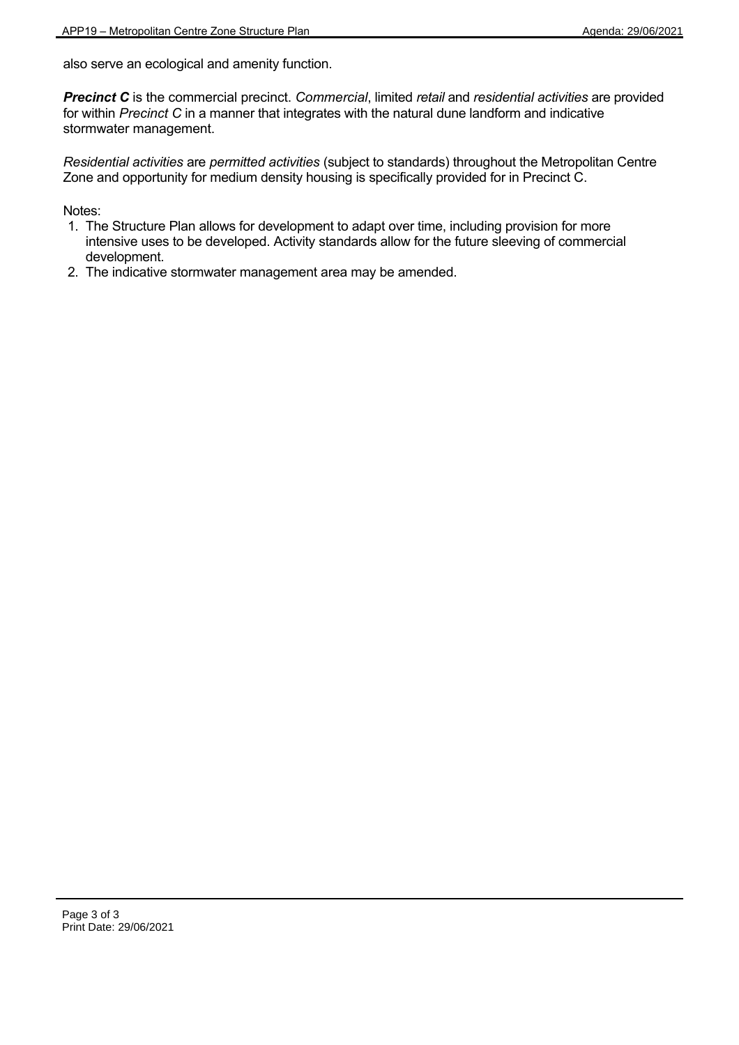also serve an ecological and amenity function.

***Precinct C*** is the commercial precinct. *Commercial*, limited *retail* and *residential activities* are provided for within *Precinct C* in a manner that integrates with the natural dune landform and indicative stormwater management.

*Residential activities* are *permitted activities* (subject to standards) throughout the Metropolitan Centre Zone and opportunity for medium density housing is specifically provided for in Precinct C.

Notes:

1. The Structure Plan allows for development to adapt over time, including provision for more intensive uses to be developed. Activity standards allow for the future sleeving of commercial development.
2. The indicative stormwater management area may be amended.